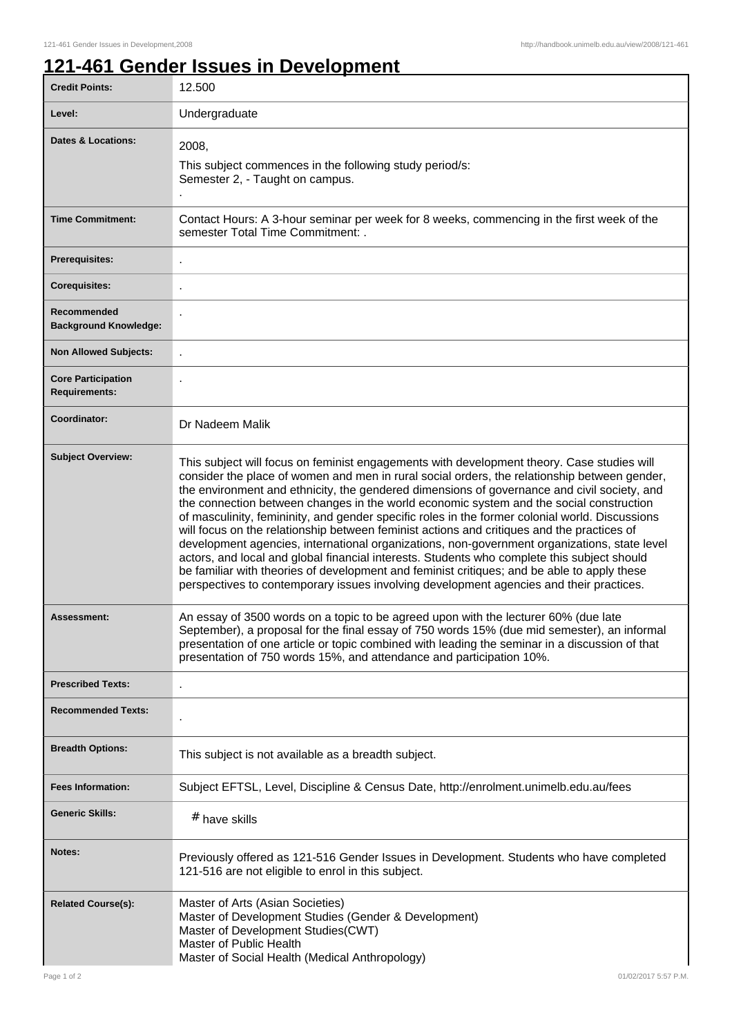# 121-461 Gender Issues in Development

| | |
|---|---|
| **Credit Points:** | 12.500 |
| **Level:** | Undergraduate |
| **Dates & Locations:** | 2008,<br>This subject commences in the following study period/s:<br>Semester 2, - Taught on campus.<br>. |
| **Time Commitment:** | Contact Hours: A 3-hour seminar per week for 8 weeks, commencing in the first week of the semester Total Time Commitment: . |
| **Prerequisites:** | . |
| **Corequisites:** | . |
| **Recommended Background Knowledge:** | . |
| **Non Allowed Subjects:** | . |
| **Core Participation Requirements:** | . |
| **Coordinator:** | Dr Nadeem Malik |
| **Subject Overview:** | This subject will focus on feminist engagements with development theory. Case studies will consider the place of women and men in rural social orders, the relationship between gender, the environment and ethnicity, the gendered dimensions of governance and civil society, and the connection between changes in the world economic system and the social construction of masculinity, femininity, and gender specific roles in the former colonial world. Discussions will focus on the relationship between feminist actions and critiques and the practices of development agencies, international organizations, non-government organizations, state level actors, and local and global financial interests. Students who complete this subject should be familiar with theories of development and feminist critiques; and be able to apply these perspectives to contemporary issues involving development agencies and their practices. |
| **Assessment:** | An essay of 3500 words on a topic to be agreed upon with the lecturer 60% (due late September), a proposal for the final essay of 750 words 15% (due mid semester), an informal presentation of one article or topic combined with leading the seminar in a discussion of that presentation of 750 words 15%, and attendance and participation 10%. |
| **Prescribed Texts:** | . |
| **Recommended Texts:** | . |
| **Breadth Options:** | This subject is not available as a breadth subject. |
| **Fees Information:** | Subject EFTSL, Level, Discipline & Census Date, http://enrolment.unimelb.edu.au/fees |
| **Generic Skills:** | # have skills |
| **Notes:** | Previously offered as 121-516 Gender Issues in Development. Students who have completed 121-516 are not eligible to enrol in this subject. |
| **Related Course(s):** | Master of Arts (Asian Societies)<br>Master of Development Studies (Gender & Development)<br>Master of Development Studies(CWT)<br>Master of Public Health<br>Master of Social Health (Medical Anthropology) |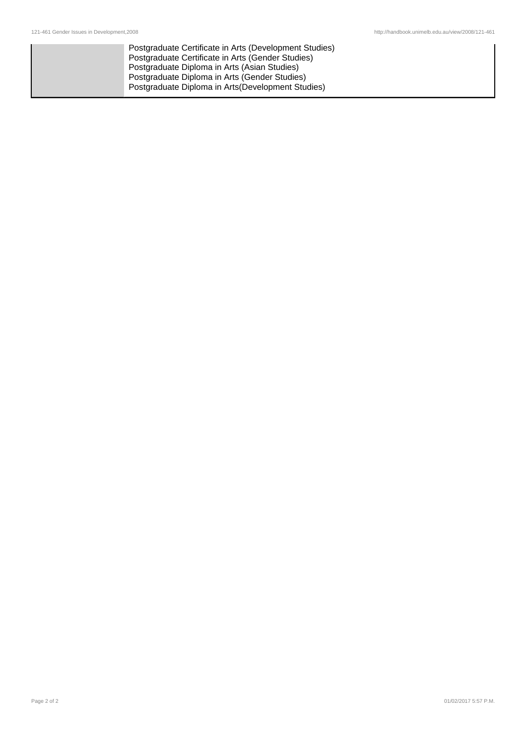| | |
|---|---|
| | Postgraduate Certificate in Arts (Development Studies)<br>Postgraduate Certificate in Arts (Gender Studies)<br>Postgraduate Diploma in Arts (Asian Studies)<br>Postgraduate Diploma in Arts (Gender Studies)<br>Postgraduate Diploma in Arts(Development Studies) |